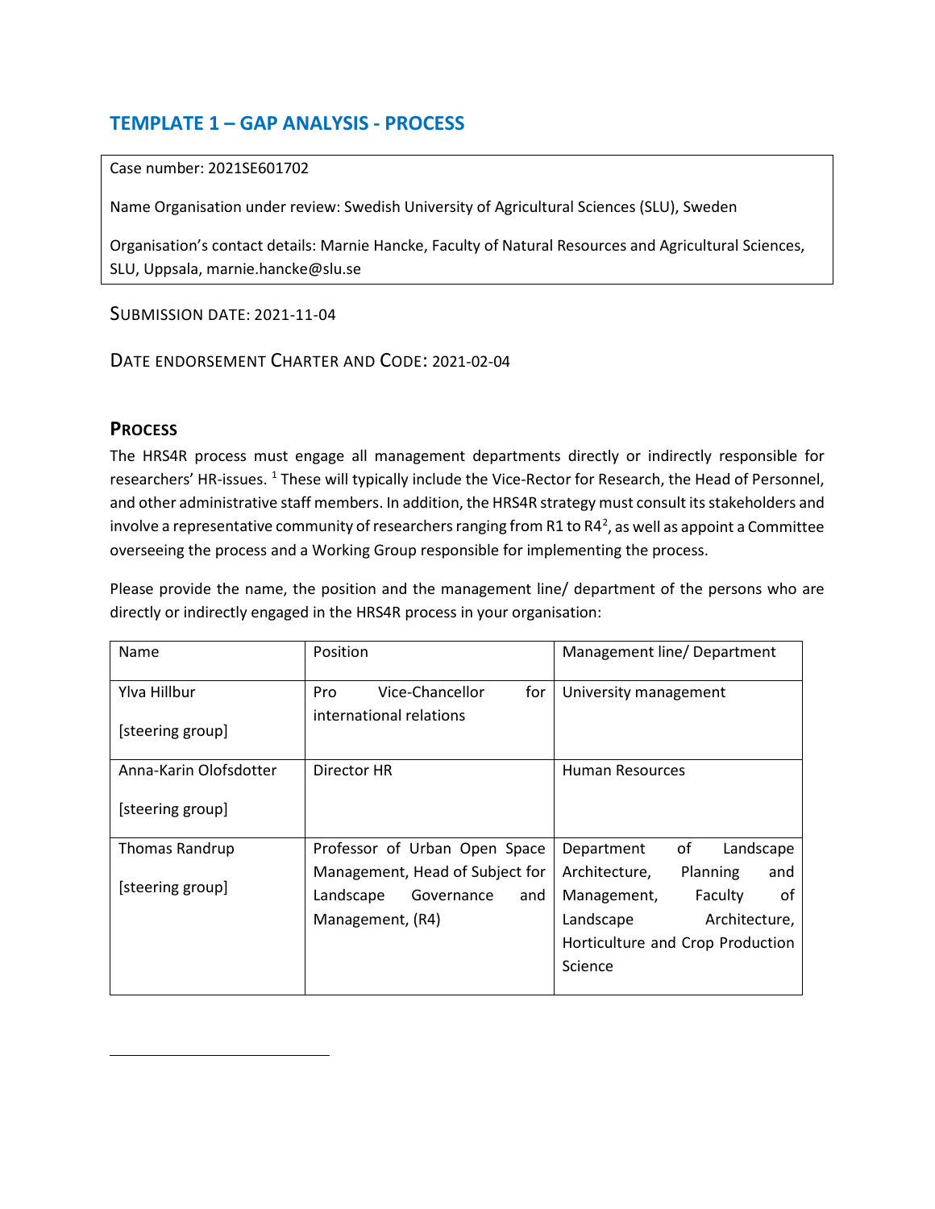## TEMPLATE 1 – GAP ANALYSIS - PROCESS

Case number: 2021SE601702

Name Organisation under review: Swedish University of Agricultural Sciences (SLU), Sweden

Organisation's contact details: Marnie Hancke, Faculty of Natural Resources and Agricultural Sciences, SLU, Uppsala, marnie.hancke@slu.se

SUBMISSION DATE: 2021-11-04

DATE ENDORSEMENT CHARTER AND CODE: 2021-02-04

### PROCESS

The HRS4R process must engage all management departments directly or indirectly responsible for researchers' HR-issues. [1] These will typically include the Vice-Rector for Research, the Head of Personnel, and other administrative staff members. In addition, the HRS4R strategy must consult its stakeholders and involve a representative community of researchers ranging from R1 to R4[2], as well as appoint a Committee overseeing the process and a Working Group responsible for implementing the process.

Please provide the name, the position and the management line/ department of the persons who are directly or indirectly engaged in the HRS4R process in your organisation:

| Name | Position | Management line/ Department |
|---|---|---|
| Ylva Hillbur<br><br>[steering group] | Pro Vice-Chancellor for international relations | University management |
| Anna-Karin Olofsdotter<br><br>[steering group] | Director HR | Human Resources |
| Thomas Randrup<br><br>[steering group] | Professor of Urban Open Space Management, Head of Subject for Landscape Governance and Management, (R4) | Department of Landscape Architecture, Planning and Management, Faculty of Landscape Architecture, Horticulture and Crop Production Science |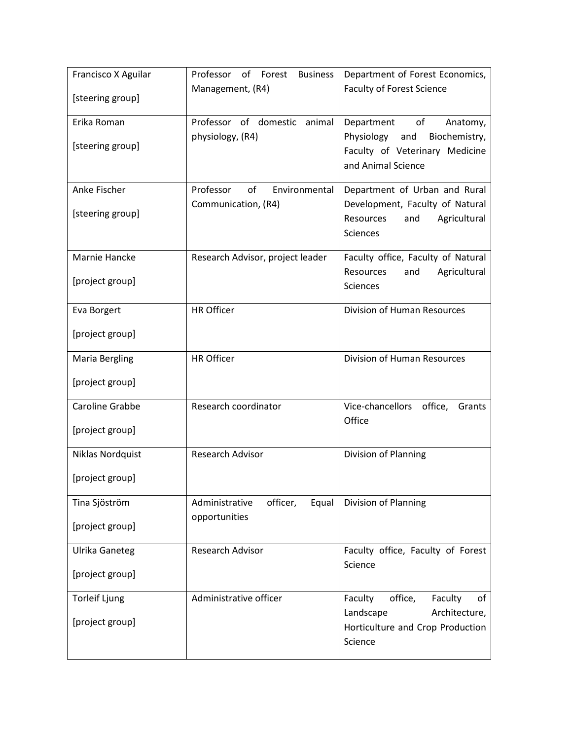| Francisco X Aguilar [steering group] | Professor of Forest Business Management, (R4) | Department of Forest Economics, Faculty of Forest Science |
|---|---|---|
| Erika Roman [steering group] | Professor of domestic animal physiology, (R4) | Department of Anatomy, Physiology and Biochemistry, Faculty of Veterinary Medicine and Animal Science |
| Anke Fischer [steering group] | Professor of Environmental Communication, (R4) | Department of Urban and Rural Development, Faculty of Natural Resources and Agricultural Sciences |
| Marnie Hancke [project group] | Research Advisor, project leader | Faculty office, Faculty of Natural Resources and Agricultural Sciences |
| Eva Borgert [project group] | HR Officer | Division of Human Resources |
| Maria Bergling [project group] | HR Officer | Division of Human Resources |
| Caroline Grabbe [project group] | Research coordinator | Vice-chancellors office, Grants Office |
| Niklas Nordquist [project group] | Research Advisor | Division of Planning |
| Tina Sjöström [project group] | Administrative officer, Equal opportunities | Division of Planning |
| Ulrika Ganeteg [project group] | Research Advisor | Faculty office, Faculty of Forest Science |
| Torleif Ljung [project group] | Administrative officer | Faculty office, Faculty of Landscape Architecture, Horticulture and Crop Production Science |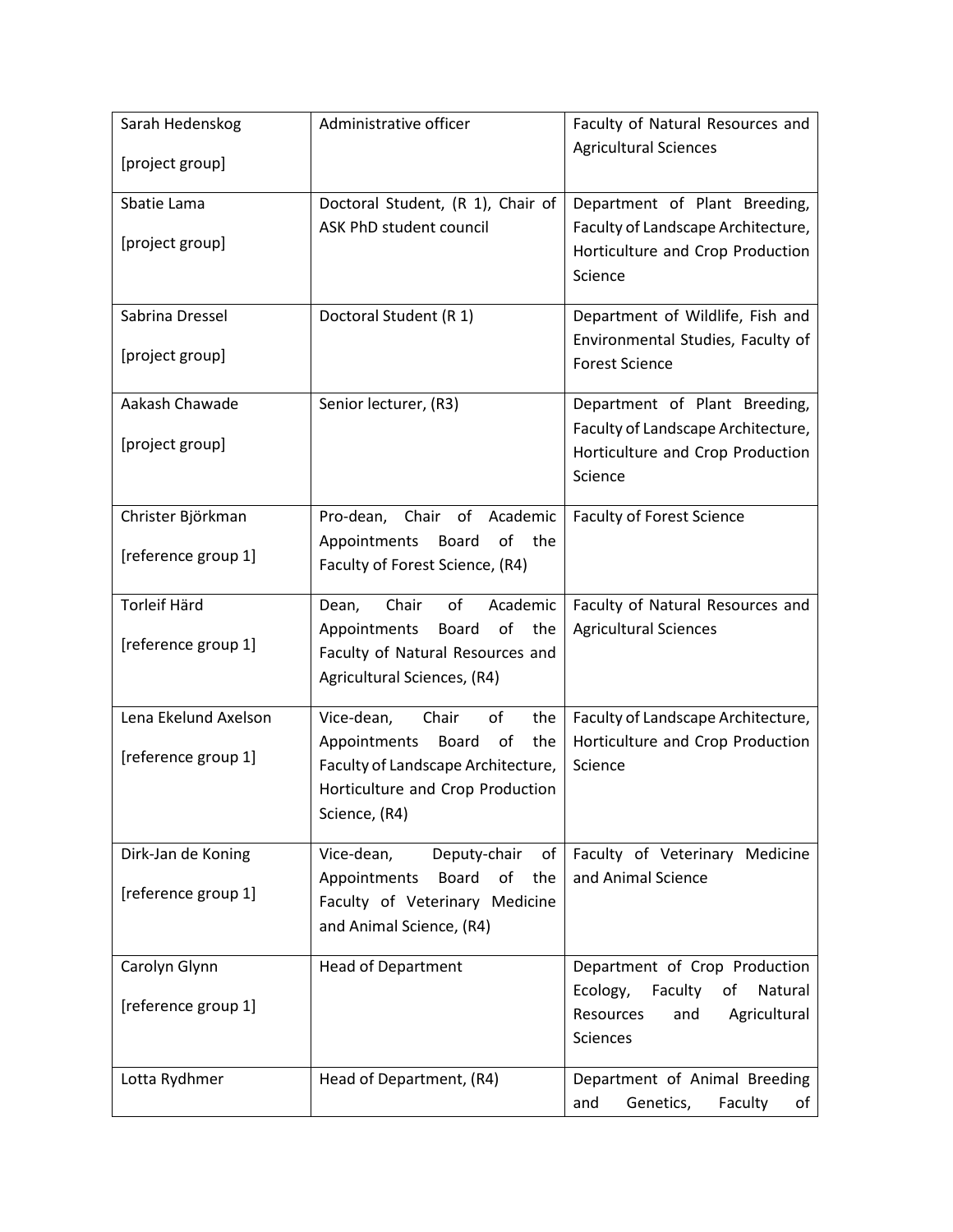| | | |
|---|---|---|
| Sarah Hedenskog<br><br>[project group] | Administrative officer | Faculty of Natural Resources and Agricultural Sciences |
| Sbatie Lama<br><br>[project group] | Doctoral Student, (R 1), Chair of ASK PhD student council | Department of Plant Breeding, Faculty of Landscape Architecture, Horticulture and Crop Production Science |
| Sabrina Dressel<br><br>[project group] | Doctoral Student (R 1) | Department of Wildlife, Fish and Environmental Studies, Faculty of Forest Science |
| Aakash Chawade<br><br>[project group] | Senior lecturer, (R3) | Department of Plant Breeding, Faculty of Landscape Architecture, Horticulture and Crop Production Science |
| Christer Björkman<br><br>[reference group 1] | Pro-dean, Chair of Academic Appointments Board of the Faculty of Forest Science, (R4) | Faculty of Forest Science |
| Torleif Härd<br><br>[reference group 1] | Dean, Chair of Academic Appointments Board of the Faculty of Natural Resources and Agricultural Sciences, (R4) | Faculty of Natural Resources and Agricultural Sciences |
| Lena Ekelund Axelson<br><br>[reference group 1] | Vice-dean, Chair of the Appointments Board of the Faculty of Landscape Architecture, Horticulture and Crop Production Science, (R4) | Faculty of Landscape Architecture, Horticulture and Crop Production Science |
| Dirk-Jan de Koning<br><br>[reference group 1] | Vice-dean, Deputy-chair of Appointments Board of the Faculty of Veterinary Medicine and Animal Science, (R4) | Faculty of Veterinary Medicine and Animal Science |
| Carolyn Glynn<br><br>[reference group 1] | Head of Department | Department of Crop Production Ecology, Faculty of Natural Resources and Agricultural Sciences |
| Lotta Rydhmer | Head of Department, (R4) | Department of Animal Breeding and Genetics, Faculty of |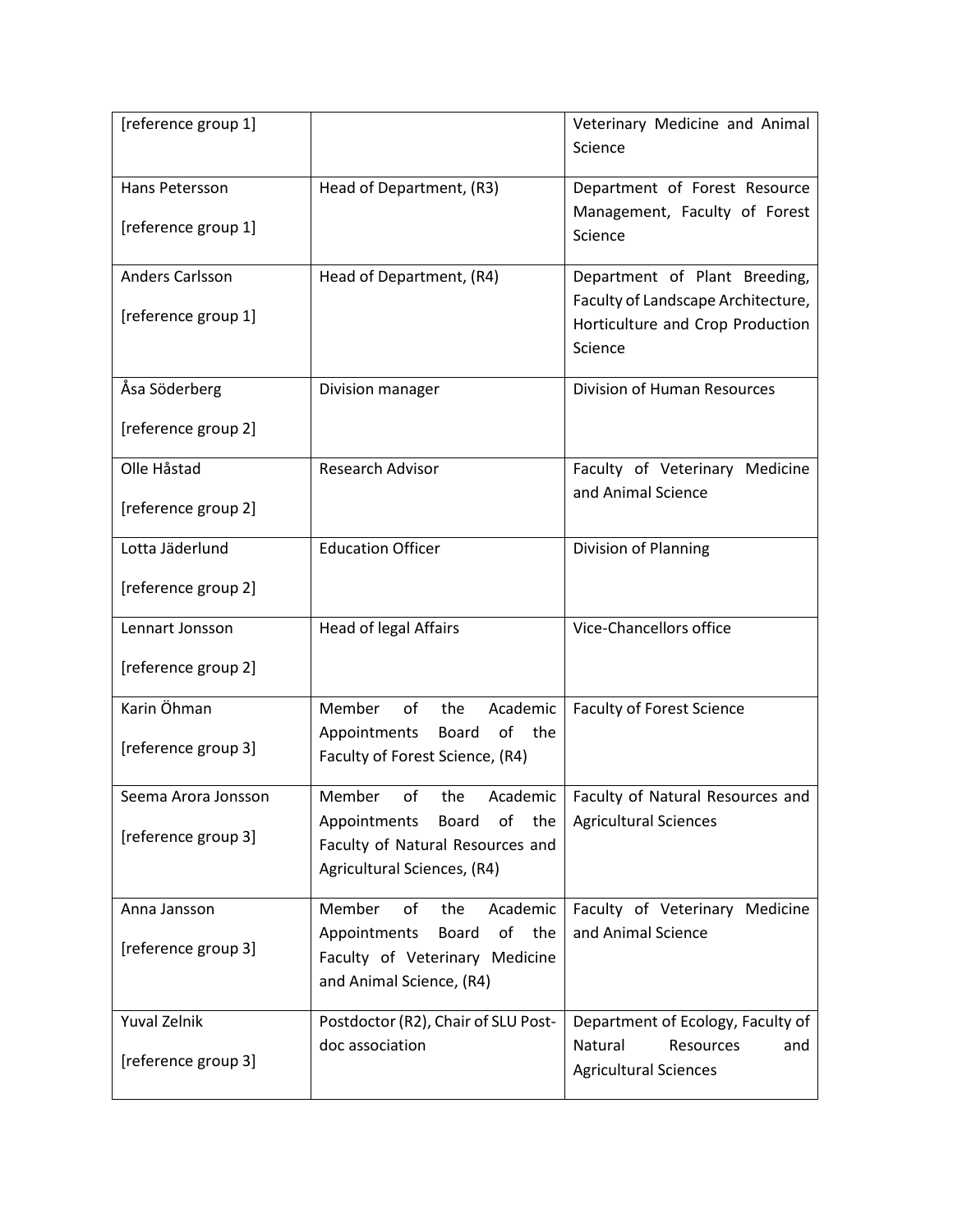| | | |
|---|---|---|
| [reference group 1] | | Veterinary Medicine and Animal Science |
| Hans Petersson<br><br>[reference group 1] | Head of Department, (R3) | Department of Forest Resource Management, Faculty of Forest Science |
| Anders Carlsson<br><br>[reference group 1] | Head of Department, (R4) | Department of Plant Breeding, Faculty of Landscape Architecture, Horticulture and Crop Production Science |
| Åsa Söderberg<br><br>[reference group 2] | Division manager | Division of Human Resources |
| Olle Håstad<br><br>[reference group 2] | Research Advisor | Faculty of Veterinary Medicine and Animal Science |
| Lotta Jäderlund<br><br>[reference group 2] | Education Officer | Division of Planning |
| Lennart Jonsson<br><br>[reference group 2] | Head of legal Affairs | Vice-Chancellors office |
| Karin Öhman<br><br>[reference group 3] | Member of the Academic Appointments Board of the Faculty of Forest Science, (R4) | Faculty of Forest Science |
| Seema Arora Jonsson<br><br>[reference group 3] | Member of the Academic Appointments Board of the Faculty of Natural Resources and Agricultural Sciences, (R4) | Faculty of Natural Resources and Agricultural Sciences |
| Anna Jansson<br><br>[reference group 3] | Member of the Academic Appointments Board of the Faculty of Veterinary Medicine and Animal Science, (R4) | Faculty of Veterinary Medicine and Animal Science |
| Yuval Zelnik<br><br>[reference group 3] | Postdoctor (R2), Chair of SLU Post-doc association | Department of Ecology, Faculty of Natural Resources and Agricultural Sciences |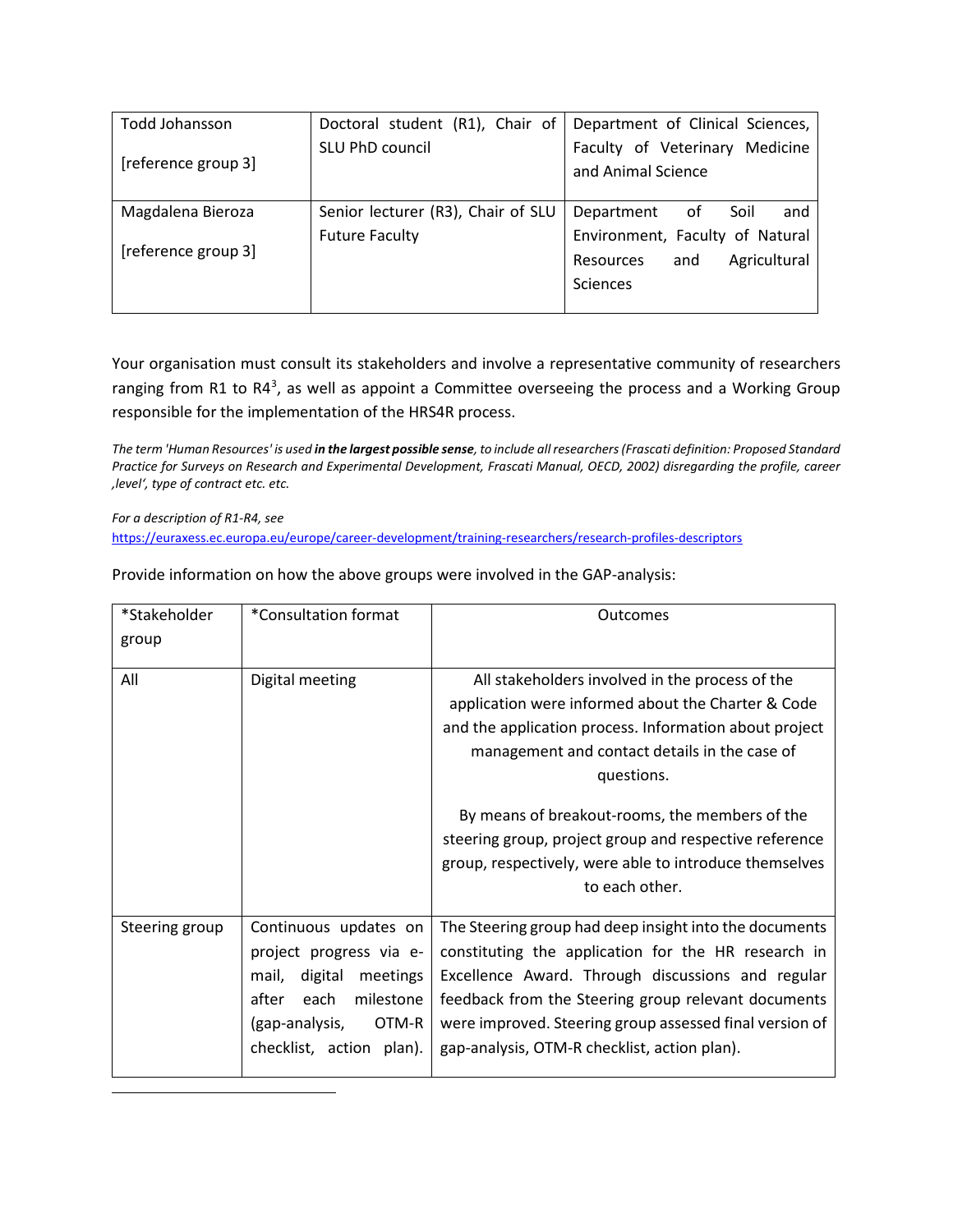| | | |
|---|---|---|
| Todd Johansson<br><br>[reference group 3] | Doctoral student (R1), Chair of SLU PhD council | Department of Clinical Sciences, Faculty of Veterinary Medicine and Animal Science |
| Magdalena Bieroza<br><br>[reference group 3] | Senior lecturer (R3), Chair of SLU Future Faculty | Department of Soil and Environment, Faculty of Natural Resources and Agricultural Sciences |

Your organisation must consult its stakeholders and involve a representative community of researchers ranging from R1 to R4[3], as well as appoint a Committee overseeing the process and a Working Group responsible for the implementation of the HRS4R process.

*The term 'Human Resources' is used **in the largest possible sense**, to include all researchers (Frascati definition: Proposed Standard Practice for Surveys on Research and Experimental Development, Frascati Manual, OECD, 2002) disregarding the profile, career 'level', type of contract etc. etc.*

*For a description of R1-R4, see* https://euraxess.ec.europa.eu/europe/career-development/training-researchers/research-profiles-descriptors

Provide information on how the above groups were involved in the GAP-analysis:

| *Stakeholder group | *Consultation format | Outcomes |
|---|---|---|
| All | Digital meeting | All stakeholders involved in the process of the application were informed about the Charter & Code and the application process. Information about project management and contact details in the case of questions.<br><br>By means of breakout-rooms, the members of the steering group, project group and respective reference group, respectively, were able to introduce themselves to each other. |
| Steering group | Continuous updates on project progress via e-mail, digital meetings after each milestone (gap-analysis, OTM-R checklist, action plan). | The Steering group had deep insight into the documents constituting the application for the HR research in Excellence Award. Through discussions and regular feedback from the Steering group relevant documents were improved. Steering group assessed final version of gap-analysis, OTM-R checklist, action plan). |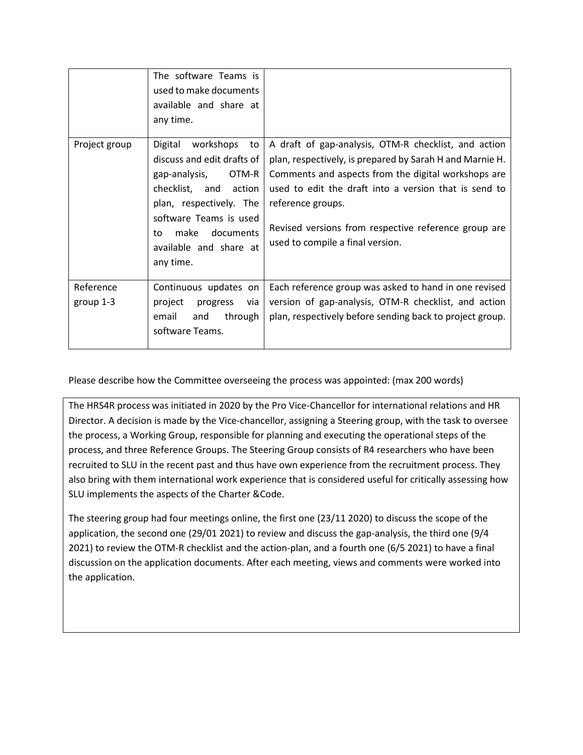|  |  |  |
|---|---|---|
|  | The software Teams is used to make documents available and share at any time. |  |
| Project group | Digital workshops to discuss and edit drafts of gap-analysis, OTM-R checklist, and action plan, respectively. The software Teams is used to make documents available and share at any time. | A draft of gap-analysis, OTM-R checklist, and action plan, respectively, is prepared by Sarah H and Marnie H. Comments and aspects from the digital workshops are used to edit the draft into a version that is send to reference groups.<br><br>Revised versions from respective reference group are used to compile a final version. |
| Reference group 1-3 | Continuous updates on project progress via email and through software Teams. | Each reference group was asked to hand in one revised version of gap-analysis, OTM-R checklist, and action plan, respectively before sending back to project group. |

Please describe how the Committee overseeing the process was appointed: (max 200 words)

The HRS4R process was initiated in 2020 by the Pro Vice-Chancellor for international relations and HR Director. A decision is made by the Vice-chancellor, assigning a Steering group, with the task to oversee the process, a Working Group, responsible for planning and executing the operational steps of the process, and three Reference Groups. The Steering Group consists of R4 researchers who have been recruited to SLU in the recent past and thus have own experience from the recruitment process. They also bring with them international work experience that is considered useful for critically assessing how SLU implements the aspects of the Charter &Code.

The steering group had four meetings online, the first one (23/11 2020) to discuss the scope of the application, the second one (29/01 2021) to review and discuss the gap-analysis, the third one (9/4 2021) to review the OTM-R checklist and the action-plan, and a fourth one (6/5 2021) to have a final discussion on the application documents. After each meeting, views and comments were worked into the application.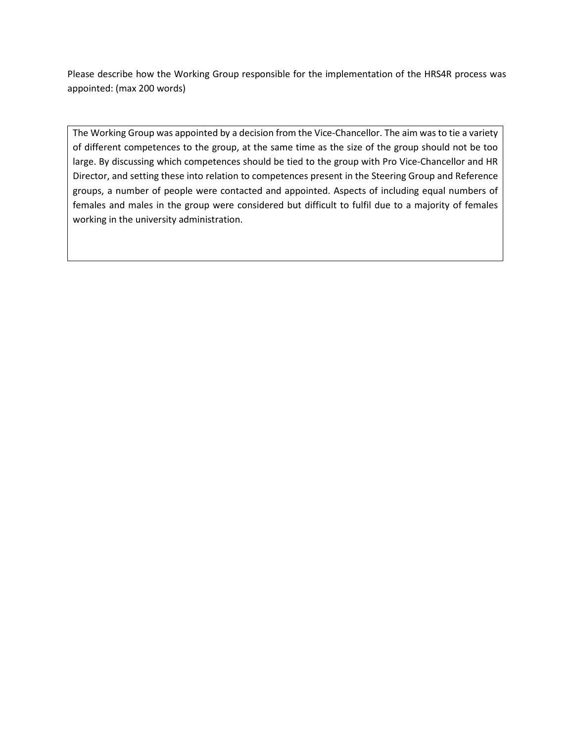Please describe how the Working Group responsible for the implementation of the HRS4R process was appointed: (max 200 words)

The Working Group was appointed by a decision from the Vice-Chancellor. The aim was to tie a variety of different competences to the group, at the same time as the size of the group should not be too large. By discussing which competences should be tied to the group with Pro Vice-Chancellor and HR Director, and setting these into relation to competences present in the Steering Group and Reference groups, a number of people were contacted and appointed. Aspects of including equal numbers of females and males in the group were considered but difficult to fulfil due to a majority of females working in the university administration.